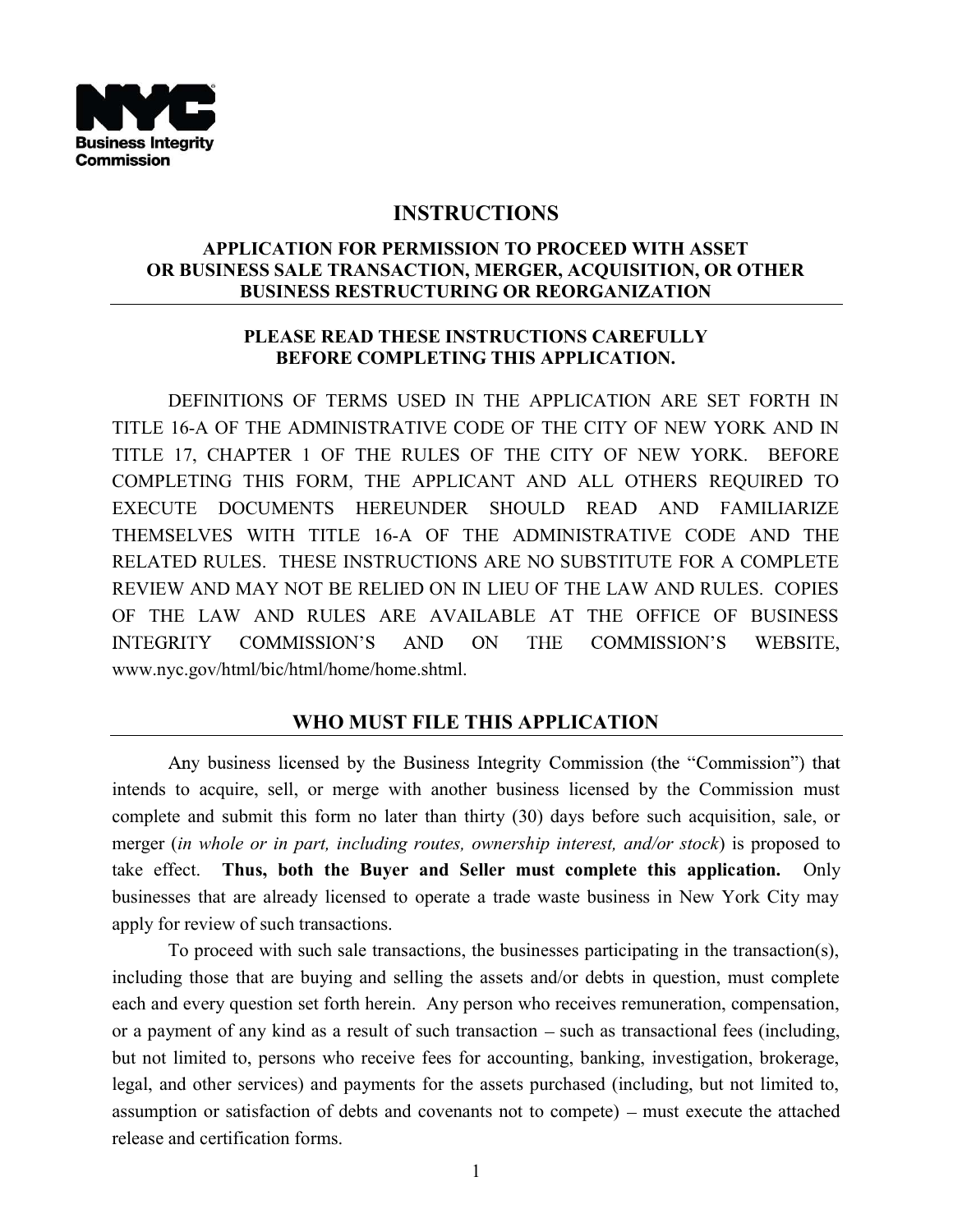NYC Business Integrity Commission

# INSTRUCTIONS

## APPLICATION FOR PERMISSION TO PROCEED WITH ASSET OR BUSINESS SALE TRANSACTION, MERGER, ACQUISITION, OR OTHER BUSINESS RESTRUCTURING OR REORGANIZATION

**PLEASE READ THESE INSTRUCTIONS CAREFULLY BEFORE COMPLETING THIS APPLICATION.**

DEFINITIONS OF TERMS USED IN THE APPLICATION ARE SET FORTH IN TITLE 16-A OF THE ADMINISTRATIVE CODE OF THE CITY OF NEW YORK AND IN TITLE 17, CHAPTER 1 OF THE RULES OF THE CITY OF NEW YORK. BEFORE COMPLETING THIS FORM, THE APPLICANT AND ALL OTHERS REQUIRED TO EXECUTE DOCUMENTS HEREUNDER SHOULD READ AND FAMILIARIZE THEMSELVES WITH TITLE 16-A OF THE ADMINISTRATIVE CODE AND THE RELATED RULES. THESE INSTRUCTIONS ARE NO SUBSTITUTE FOR A COMPLETE REVIEW AND MAY NOT BE RELIED ON IN LIEU OF THE LAW AND RULES. COPIES OF THE LAW AND RULES ARE AVAILABLE AT THE OFFICE OF BUSINESS INTEGRITY COMMISSION'S AND ON THE COMMISSION'S WEBSITE, www.nyc.gov/html/bic/html/home/home.shtml.

## WHO MUST FILE THIS APPLICATION

Any business licensed by the Business Integrity Commission (the "Commission") that intends to acquire, sell, or merge with another business licensed by the Commission must complete and submit this form no later than thirty (30) days before such acquisition, sale, or merger (*in whole or in part, including routes, ownership interest, and/or stock*) is proposed to take effect. **Thus, both the Buyer and Seller must complete this application.** Only businesses that are already licensed to operate a trade waste business in New York City may apply for review of such transactions.

To proceed with such sale transactions, the businesses participating in the transaction(s), including those that are buying and selling the assets and/or debts in question, must complete each and every question set forth herein. Any person who receives remuneration, compensation, or a payment of any kind as a result of such transaction – such as transactional fees (including, but not limited to, persons who receive fees for accounting, banking, investigation, brokerage, legal, and other services) and payments for the assets purchased (including, but not limited to, assumption or satisfaction of debts and covenants not to compete) – must execute the attached release and certification forms.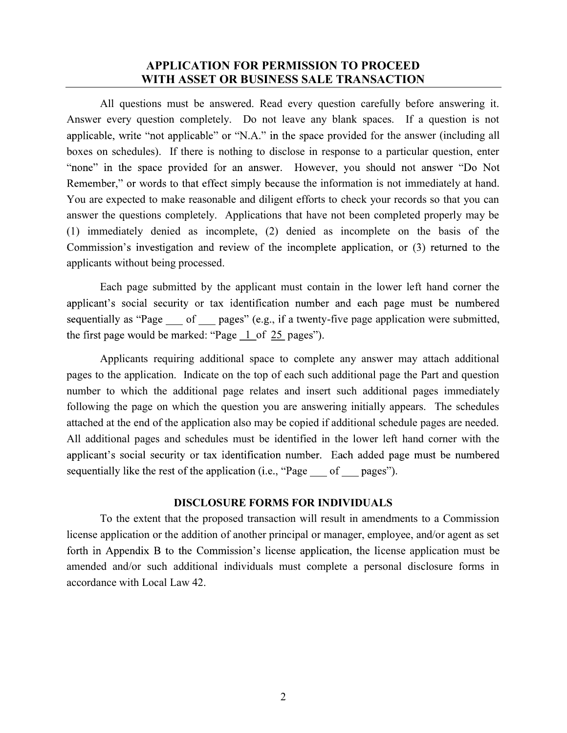## APPLICATION FOR PERMISSION TO PROCEED WITH ASSET OR BUSINESS SALE TRANSACTION

All questions must be answered. Read every question carefully before answering it. Answer every question completely. Do not leave any blank spaces. If a question is not applicable, write "not applicable" or "N.A." in the space provided for the answer (including all boxes on schedules). If there is nothing to disclose in response to a particular question, enter "none" in the space provided for an answer. However, you should not answer "Do Not Remember," or words to that effect simply because the information is not immediately at hand. You are expected to make reasonable and diligent efforts to check your records so that you can answer the questions completely. Applications that have not been completed properly may be (1) immediately denied as incomplete, (2) denied as incomplete on the basis of the Commission's investigation and review of the incomplete application, or (3) returned to the applicants without being processed.

Each page submitted by the applicant must contain in the lower left hand corner the applicant's social security or tax identification number and each page must be numbered sequentially as "Page ___ of ___ pages" (e.g., if a twenty-five page application were submitted, the first page would be marked: "Page 1 of 25 pages").

Applicants requiring additional space to complete any answer may attach additional pages to the application. Indicate on the top of each such additional page the Part and question number to which the additional page relates and insert such additional pages immediately following the page on which the question you are answering initially appears. The schedules attached at the end of the application also may be copied if additional schedule pages are needed. All additional pages and schedules must be identified in the lower left hand corner with the applicant's social security or tax identification number. Each added page must be numbered sequentially like the rest of the application (i.e., "Page ___ of ___ pages").

### DISCLOSURE FORMS FOR INDIVIDUALS

To the extent that the proposed transaction will result in amendments to a Commission license application or the addition of another principal or manager, employee, and/or agent as set forth in Appendix B to the Commission's license application, the license application must be amended and/or such additional individuals must complete a personal disclosure forms in accordance with Local Law 42.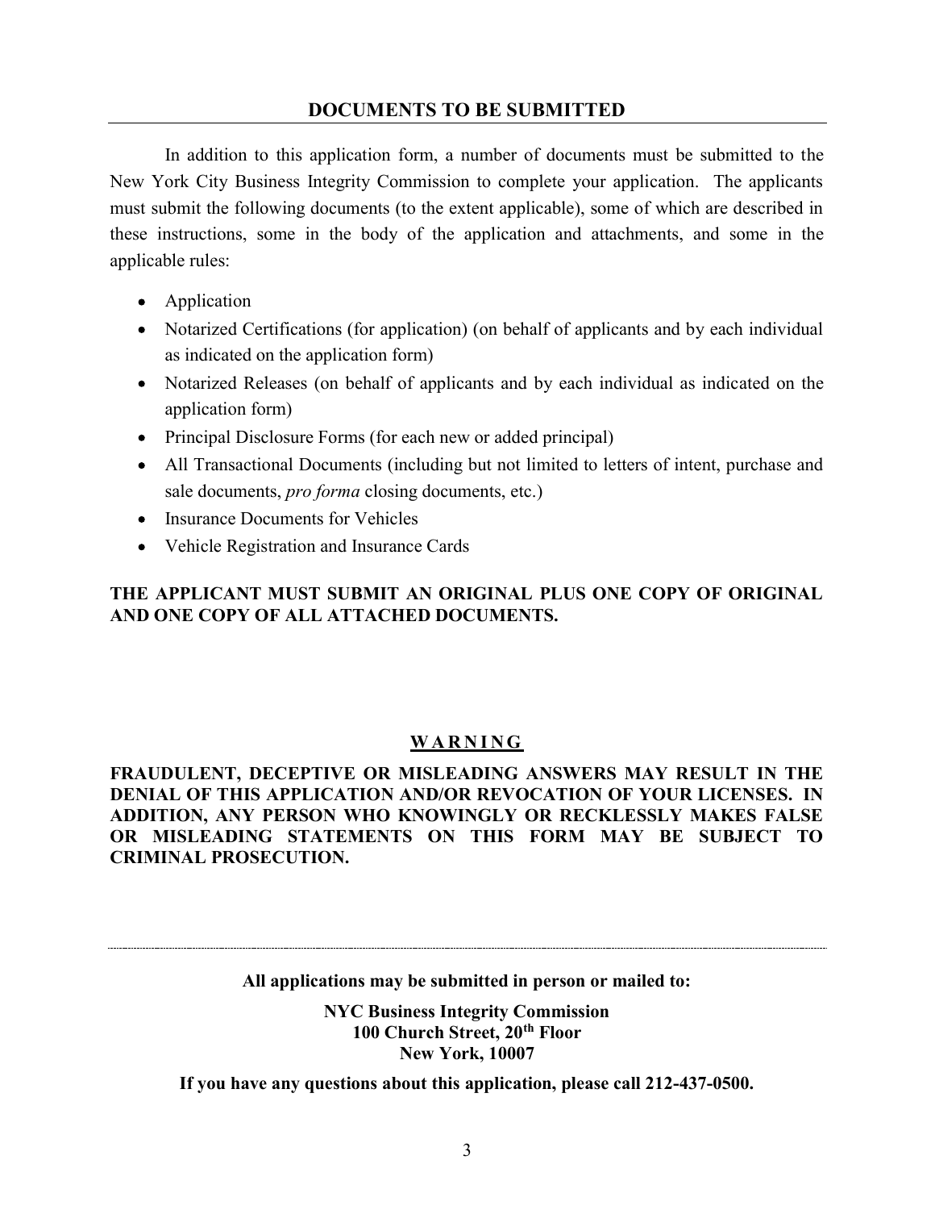## DOCUMENTS TO BE SUBMITTED

In addition to this application form, a number of documents must be submitted to the New York City Business Integrity Commission to complete your application. The applicants must submit the following documents (to the extent applicable), some of which are described in these instructions, some in the body of the application and attachments, and some in the applicable rules:

- Application
- Notarized Certifications (for application) (on behalf of applicants and by each individual as indicated on the application form)
- Notarized Releases (on behalf of applicants and by each individual as indicated on the application form)
- Principal Disclosure Forms (for each new or added principal)
- All Transactional Documents (including but not limited to letters of intent, purchase and sale documents, *pro forma* closing documents, etc.)
- Insurance Documents for Vehicles
- Vehicle Registration and Insurance Cards

**THE APPLICANT MUST SUBMIT AN ORIGINAL PLUS ONE COPY OF ORIGINAL AND ONE COPY OF ALL ATTACHED DOCUMENTS.**

**WARNING**

**FRAUDULENT, DECEPTIVE OR MISLEADING ANSWERS MAY RESULT IN THE DENIAL OF THIS APPLICATION AND/OR REVOCATION OF YOUR LICENSES. IN ADDITION, ANY PERSON WHO KNOWINGLY OR RECKLESSLY MAKES FALSE OR MISLEADING STATEMENTS ON THIS FORM MAY BE SUBJECT TO CRIMINAL PROSECUTION.**

---

**All applications may be submitted in person or mailed to:**

**NYC Business Integrity Commission**
**100 Church Street, 20th Floor**
**New York, 10007**

**If you have any questions about this application, please call 212-437-0500.**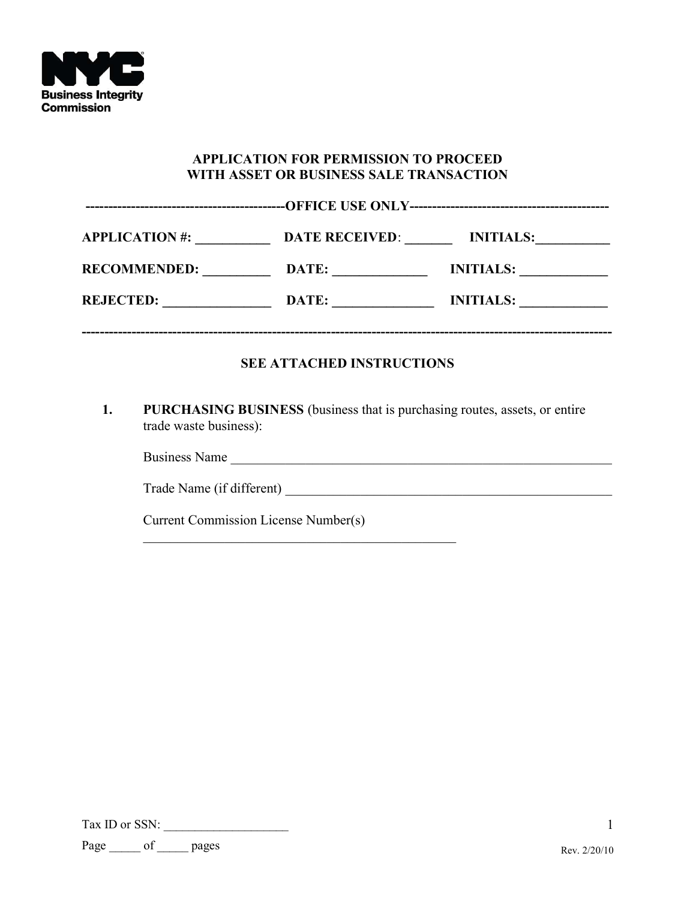**NYC**
**Business Integrity Commission**

# APPLICATION FOR PERMISSION TO PROCEED WITH ASSET OR BUSINESS SALE TRANSACTION

--------------------------------------------OFFICE USE ONLY--------------------------------------------

**APPLICATION #:** ___________ **DATE RECEIVED**: _______ **INITIALS:**___________

**RECOMMENDED:** __________ **DATE:** ______________ **INITIALS:** _____________

**REJECTED:** ________________ **DATE:** _______________ **INITIALS:** _____________

-----------------------------------------------------------------------------------------------------------------------

## SEE ATTACHED INSTRUCTIONS

1. **PURCHASING BUSINESS** (business that is purchasing routes, assets, or entire trade waste business):

   Business Name ____________________________________________________________

   Trade Name (if different) __________________________________________________

   Current Commission License Number(s)
   __________________________________________________

Tax ID or SSN: ____________________

Page _____ of _____ pages

Rev. 2/20/10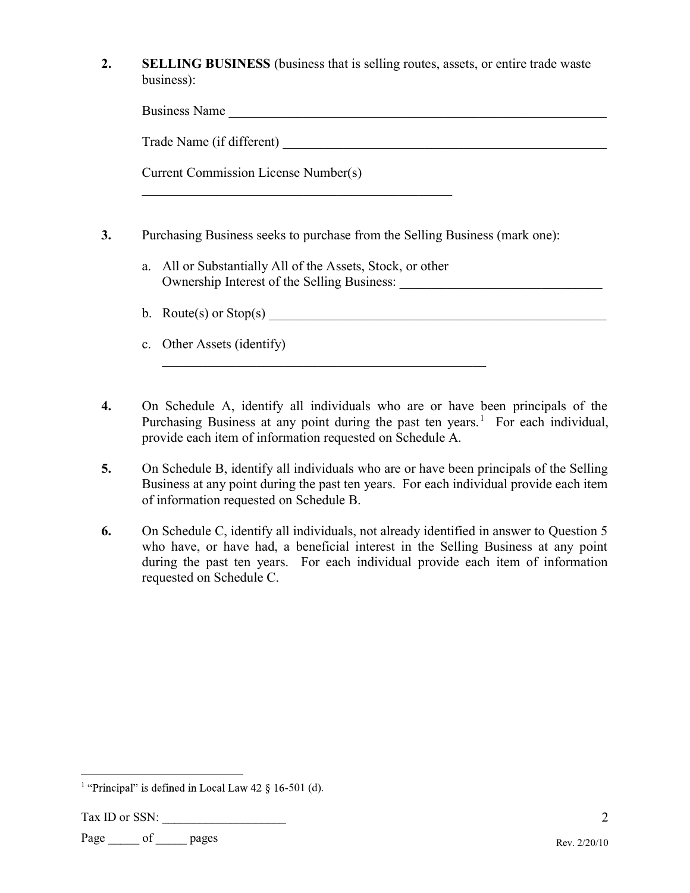2. **SELLING BUSINESS** (business that is selling routes, assets, or entire trade waste business):

   Business Name ____________________________________________________________

   Trade Name (if different) __________________________________________________

   Current Commission License Number(s)

   ________________________________________________

3. Purchasing Business seeks to purchase from the Selling Business (mark one):

   a. All or Substantially All of the Assets, Stock, or other Ownership Interest of the Selling Business: _______________________________

   b. Route(s) or Stop(s) _____________________________________________________

   c. Other Assets (identify)

      __________________________________________________

4. On Schedule A, identify all individuals who are or have been principals of the Purchasing Business at any point during the past ten years.[1] For each individual, provide each item of information requested on Schedule A.

5. On Schedule B, identify all individuals who are or have been principals of the Selling Business at any point during the past ten years. For each individual provide each item of information requested on Schedule B.

6. On Schedule C, identify all individuals, not already identified in answer to Question 5 who have, or have had, a beneficial interest in the Selling Business at any point during the past ten years. For each individual provide each item of information requested on Schedule C.

---

[1] "Principal" is defined in Local Law 42 § 16-501 (d).

Tax ID or SSN: ___________________

Page _____ of _____ pages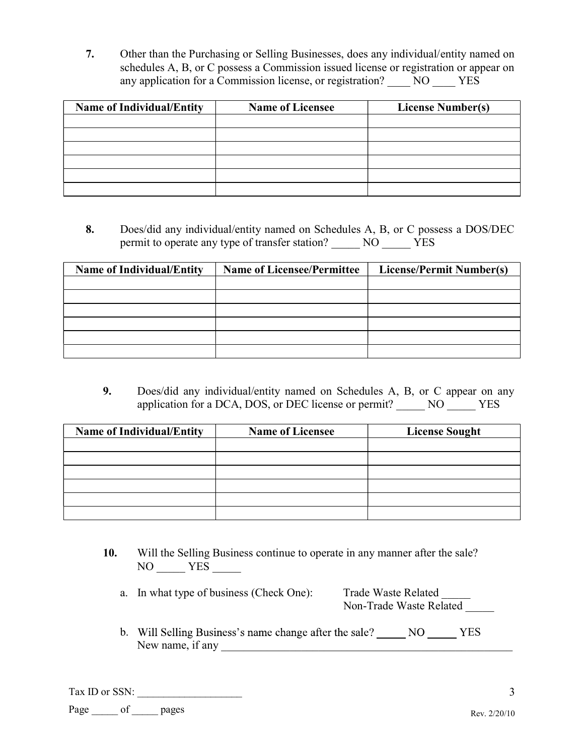**7.** Other than the Purchasing or Selling Businesses, does any individual/entity named on schedules A, B, or C possess a Commission issued license or registration or appear on any application for a Commission license, or registration? ____ NO ____ YES

| Name of Individual/Entity | Name of Licensee | License Number(s) |
|---|---|---|
| | | |
| | | |
| | | |
| | | |
| | | |
| | | |

**8.** Does/did any individual/entity named on Schedules A, B, or C possess a DOS/DEC permit to operate any type of transfer station? _____ NO _____ YES

| Name of Individual/Entity | Name of Licensee/Permittee | License/Permit Number(s) |
|---|---|---|
| | | |
| | | |
| | | |
| | | |
| | | |
| | | |

**9.** Does/did any individual/entity named on Schedules A, B, or C appear on any application for a DCA, DOS, or DEC license or permit? _____ NO _____ YES

| Name of Individual/Entity | Name of Licensee | License Sought |
|---|---|---|
| | | |
| | | |
| | | |
| | | |
| | | |
| | | |

**10.** Will the Selling Business continue to operate in any manner after the sale?
NO _____ YES _____

a. In what type of business (Check One): Trade Waste Related _____
Non-Trade Waste Related _____

b. Will Selling Business's name change after the sale? _____ NO _____ YES
New name, if any ______________________________________________________

Tax ID or SSN: ___________________

Page _____ of _____ pages

Rev. 2/20/10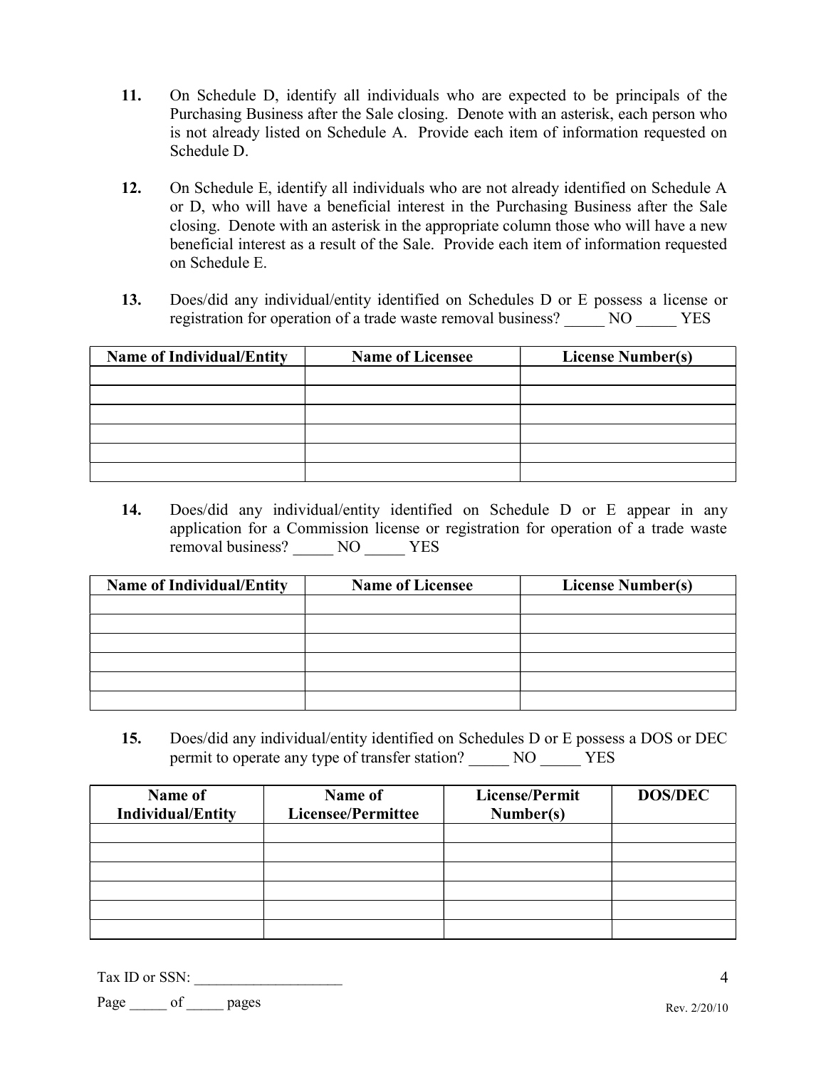**11.** On Schedule D, identify all individuals who are expected to be principals of the Purchasing Business after the Sale closing. Denote with an asterisk, each person who is not already listed on Schedule A. Provide each item of information requested on Schedule D.

**12.** On Schedule E, identify all individuals who are not already identified on Schedule A or D, who will have a beneficial interest in the Purchasing Business after the Sale closing. Denote with an asterisk in the appropriate column those who will have a new beneficial interest as a result of the Sale. Provide each item of information requested on Schedule E.

**13.** Does/did any individual/entity identified on Schedules D or E possess a license or registration for operation of a trade waste removal business? _____ NO _____ YES

| Name of Individual/Entity | Name of Licensee | License Number(s) |
|---|---|---|
| | | |
| | | |
| | | |
| | | |
| | | |
| | | |

**14.** Does/did any individual/entity identified on Schedule D or E appear in any application for a Commission license or registration for operation of a trade waste removal business? _____ NO _____ YES

| Name of Individual/Entity | Name of Licensee | License Number(s) |
|---|---|---|
| | | |
| | | |
| | | |
| | | |
| | | |
| | | |

**15.** Does/did any individual/entity identified on Schedules D or E possess a DOS or DEC permit to operate any type of transfer station? _____ NO _____ YES

| Name of Individual/Entity | Name of Licensee/Permittee | License/Permit Number(s) | DOS/DEC |
|---|---|---|---|
| | | | |
| | | | |
| | | | |
| | | | |
| | | | |
| | | | |

Tax ID or SSN: ____________________

Page _____ of _____ pages

Rev. 2/20/10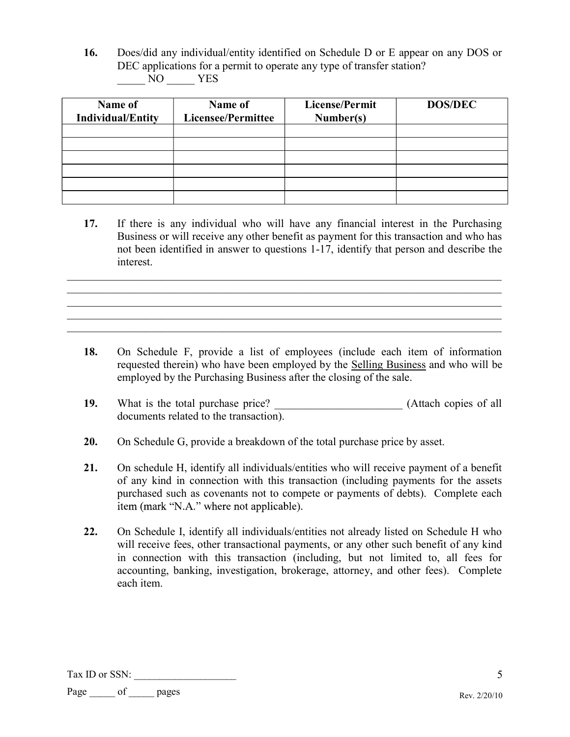**16.** Does/did any individual/entity identified on Schedule D or E appear on any DOS or DEC applications for a permit to operate any type of transfer station?
_____ NO _____ YES

| Name of Individual/Entity | Name of Licensee/Permittee | License/Permit Number(s) | DOS/DEC |
|---|---|---|---|
| | | | |
| | | | |
| | | | |
| | | | |
| | | | |
| | | | |

**17.** If there is any individual who will have any financial interest in the Purchasing Business or will receive any other benefit as payment for this transaction and who has not been identified in answer to questions 1-17, identify that person and describe the interest.

______________________________________________________________________________
______________________________________________________________________________
______________________________________________________________________________
______________________________________________________________________________
______________________________________________________________________________

**18.** On Schedule F, provide a list of employees (include each item of information requested therein) who have been employed by the Selling Business and who will be employed by the Purchasing Business after the closing of the sale.

**19.** What is the total purchase price? _______________________ (Attach copies of all documents related to the transaction).

**20.** On Schedule G, provide a breakdown of the total purchase price by asset.

**21.** On schedule H, identify all individuals/entities who will receive payment of a benefit of any kind in connection with this transaction (including payments for the assets purchased such as covenants not to compete or payments of debts). Complete each item (mark "N.A." where not applicable).

**22.** On Schedule I, identify all individuals/entities not already listed on Schedule H who will receive fees, other transactional payments, or any other such benefit of any kind in connection with this transaction (including, but not limited to, all fees for accounting, banking, investigation, brokerage, attorney, and other fees). Complete each item.

Tax ID or SSN: ____________________

Page _____ of _____ pages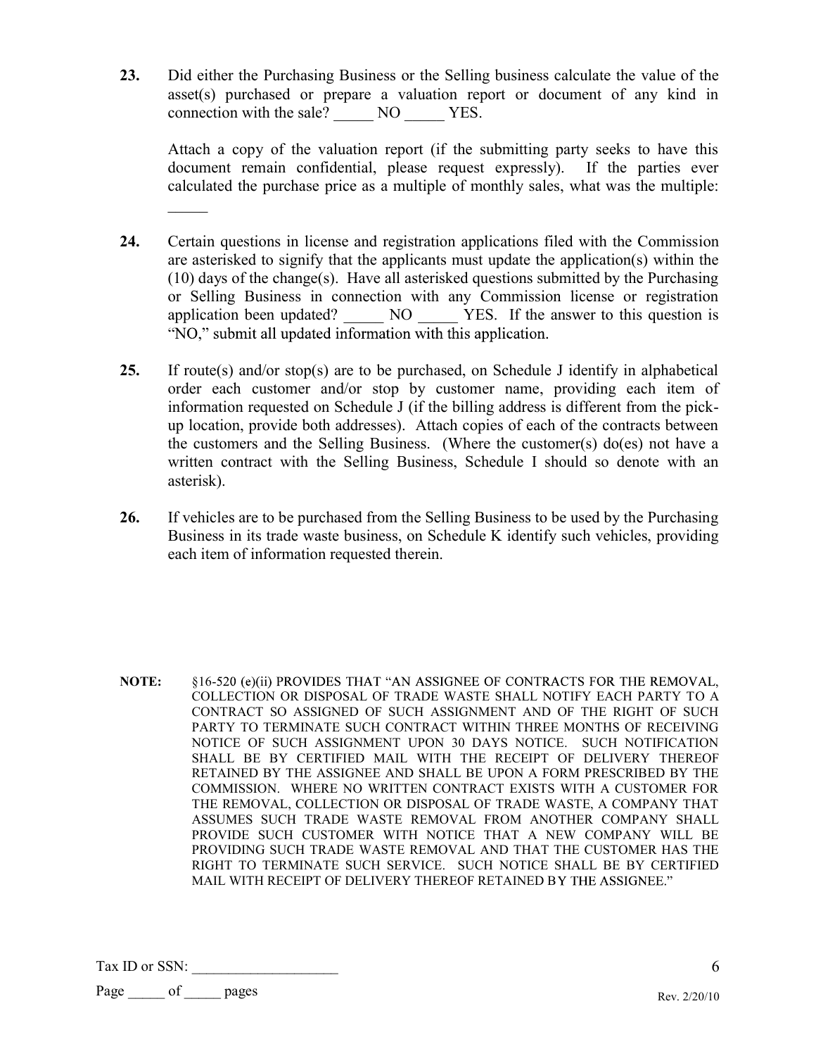**23.** Did either the Purchasing Business or the Selling business calculate the value of the asset(s) purchased or prepare a valuation report or document of any kind in connection with the sale? _____ NO _____ YES.

Attach a copy of the valuation report (if the submitting party seeks to have this document remain confidential, please request expressly). If the parties ever calculated the purchase price as a multiple of monthly sales, what was the multiple: _____

**24.** Certain questions in license and registration applications filed with the Commission are asterisked to signify that the applicants must update the application(s) within the (10) days of the change(s). Have all asterisked questions submitted by the Purchasing or Selling Business in connection with any Commission license or registration application been updated? _____ NO _____ YES. If the answer to this question is "NO," submit all updated information with this application.

**25.** If route(s) and/or stop(s) are to be purchased, on Schedule J identify in alphabetical order each customer and/or stop by customer name, providing each item of information requested on Schedule J (if the billing address is different from the pick-up location, provide both addresses). Attach copies of each of the contracts between the customers and the Selling Business. (Where the customer(s) do(es) not have a written contract with the Selling Business, Schedule I should so denote with an asterisk).

**26.** If vehicles are to be purchased from the Selling Business to be used by the Purchasing Business in its trade waste business, on Schedule K identify such vehicles, providing each item of information requested therein.

**NOTE:** §16-520 (e)(ii) PROVIDES THAT "AN ASSIGNEE OF CONTRACTS FOR THE REMOVAL, COLLECTION OR DISPOSAL OF TRADE WASTE SHALL NOTIFY EACH PARTY TO A CONTRACT SO ASSIGNED OF SUCH ASSIGNMENT AND OF THE RIGHT OF SUCH PARTY TO TERMINATE SUCH CONTRACT WITHIN THREE MONTHS OF RECEIVING NOTICE OF SUCH ASSIGNMENT UPON 30 DAYS NOTICE. SUCH NOTIFICATION SHALL BE BY CERTIFIED MAIL WITH THE RECEIPT OF DELIVERY THEREOF RETAINED BY THE ASSIGNEE AND SHALL BE UPON A FORM PRESCRIBED BY THE COMMISSION. WHERE NO WRITTEN CONTRACT EXISTS WITH A CUSTOMER FOR THE REMOVAL, COLLECTION OR DISPOSAL OF TRADE WASTE, A COMPANY THAT ASSUMES SUCH TRADE WASTE REMOVAL FROM ANOTHER COMPANY SHALL PROVIDE SUCH CUSTOMER WITH NOTICE THAT A NEW COMPANY WILL BE PROVIDING SUCH TRADE WASTE REMOVAL AND THAT THE CUSTOMER HAS THE RIGHT TO TERMINATE SUCH SERVICE. SUCH NOTICE SHALL BE BY CERTIFIED MAIL WITH RECEIPT OF DELIVERY THEREOF RETAINED BY THE ASSIGNEE."

Tax ID or SSN: ___________________

Page _____ of _____ pages

Rev. 2/20/10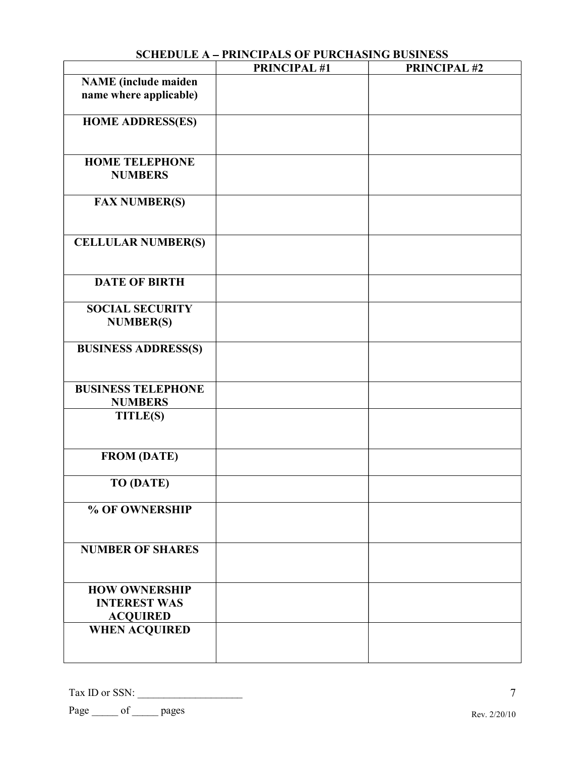## SCHEDULE A – PRINCIPALS OF PURCHASING BUSINESS

| | PRINCIPAL #1 | PRINCIPAL #2 |
|---|---|---|
| **NAME (include maiden name where applicable)** | | |
| **HOME ADDRESS(ES)** | | |
| **HOME TELEPHONE NUMBERS** | | |
| **FAX NUMBER(S)** | | |
| **CELLULAR NUMBER(S)** | | |
| **DATE OF BIRTH** | | |
| **SOCIAL SECURITY NUMBER(S)** | | |
| **BUSINESS ADDRESS(S)** | | |
| **BUSINESS TELEPHONE NUMBERS** | | |
| **TITLE(S)** | | |
| **FROM (DATE)** | | |
| **TO (DATE)** | | |
| **% OF OWNERSHIP** | | |
| **NUMBER OF SHARES** | | |
| **HOW OWNERSHIP INTEREST WAS ACQUIRED** | | |
| **WHEN ACQUIRED** | | |

Tax ID or SSN: ____________________

Page _____ of _____ pages

Rev. 2/20/10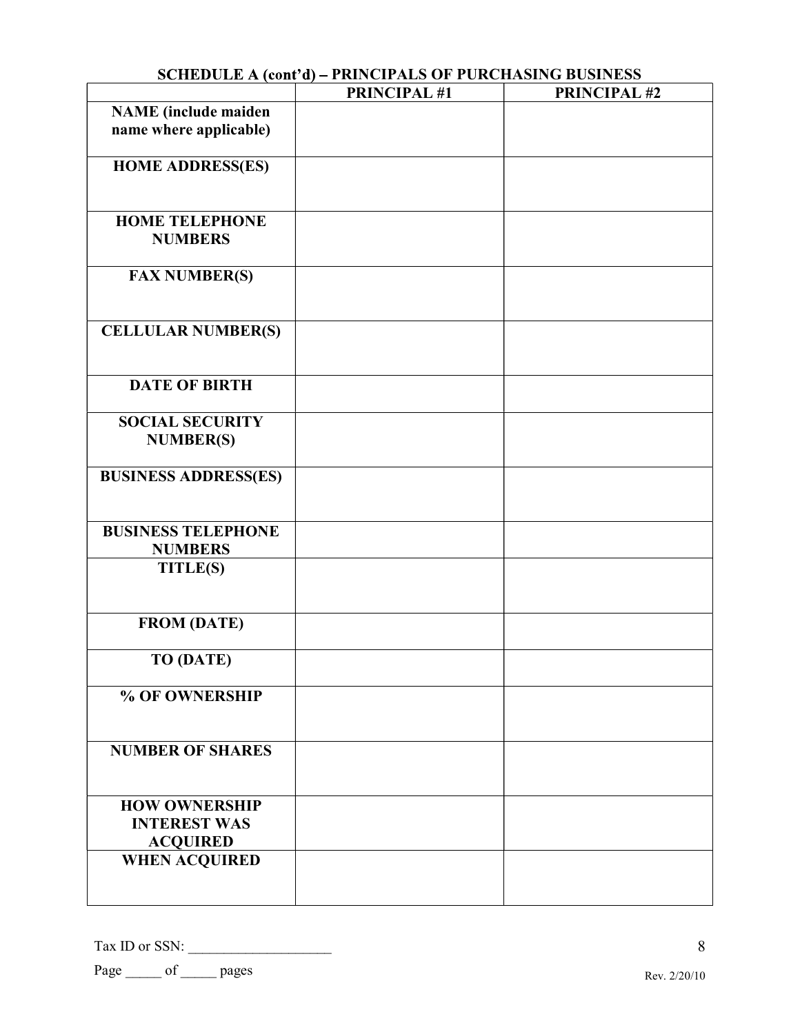## SCHEDULE A (cont'd) – PRINCIPALS OF PURCHASING BUSINESS

| | PRINCIPAL #1 | PRINCIPAL #2 |
|---|---|---|
| **NAME (include maiden name where applicable)** | | |
| **HOME ADDRESS(ES)** | | |
| **HOME TELEPHONE NUMBERS** | | |
| **FAX NUMBER(S)** | | |
| **CELLULAR NUMBER(S)** | | |
| **DATE OF BIRTH** | | |
| **SOCIAL SECURITY NUMBER(S)** | | |
| **BUSINESS ADDRESS(ES)** | | |
| **BUSINESS TELEPHONE NUMBERS** | | |
| **TITLE(S)** | | |
| **FROM (DATE)** | | |
| **TO (DATE)** | | |
| **% OF OWNERSHIP** | | |
| **NUMBER OF SHARES** | | |
| **HOW OWNERSHIP INTEREST WAS ACQUIRED** | | |
| **WHEN ACQUIRED** | | |

Tax ID or SSN: ____________________

Page _____ of _____ pages

Rev. 2/20/10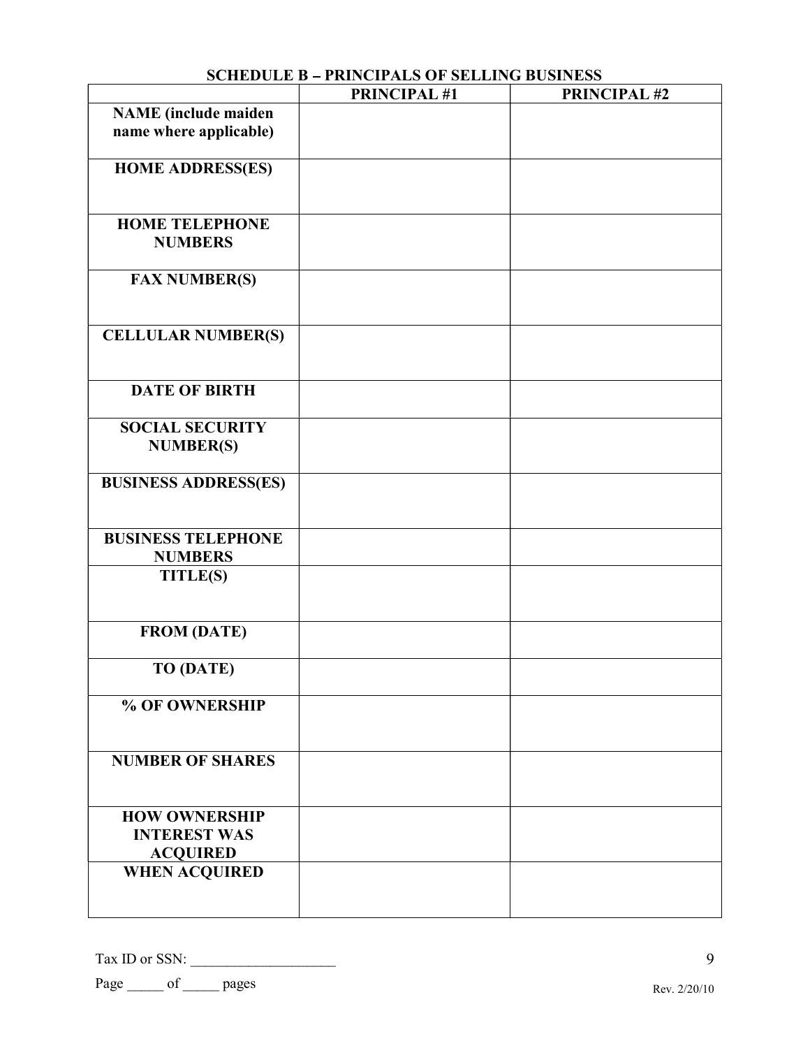## SCHEDULE B – PRINCIPALS OF SELLING BUSINESS

| | PRINCIPAL #1 | PRINCIPAL #2 |
|---|---|---|
| **NAME (include maiden name where applicable)** | | |
| **HOME ADDRESS(ES)** | | |
| **HOME TELEPHONE NUMBERS** | | |
| **FAX NUMBER(S)** | | |
| **CELLULAR NUMBER(S)** | | |
| **DATE OF BIRTH** | | |
| **SOCIAL SECURITY NUMBER(S)** | | |
| **BUSINESS ADDRESS(ES)** | | |
| **BUSINESS TELEPHONE NUMBERS** | | |
| **TITLE(S)** | | |
| **FROM (DATE)** | | |
| **TO (DATE)** | | |
| **% OF OWNERSHIP** | | |
| **NUMBER OF SHARES** | | |
| **HOW OWNERSHIP INTEREST WAS ACQUIRED** | | |
| **WHEN ACQUIRED** | | |

Tax ID or SSN: ____________________

Page _____ of _____ pages

Rev. 2/20/10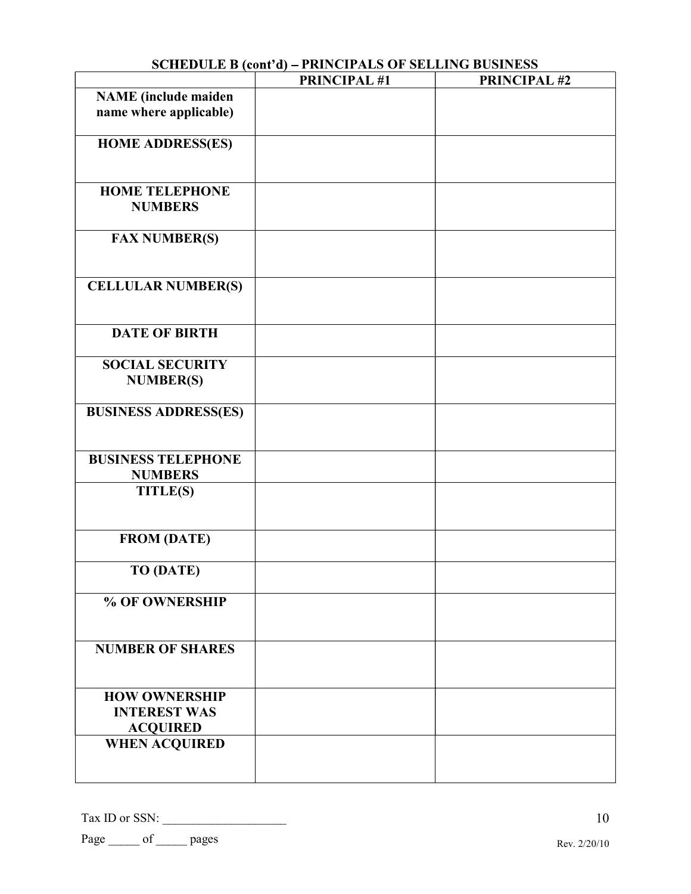## SCHEDULE B (cont'd) – PRINCIPALS OF SELLING BUSINESS

| | PRINCIPAL #1 | PRINCIPAL #2 |
|---|---|---|
| **NAME (include maiden name where applicable)** | | |
| **HOME ADDRESS(ES)** | | |
| **HOME TELEPHONE NUMBERS** | | |
| **FAX NUMBER(S)** | | |
| **CELLULAR NUMBER(S)** | | |
| **DATE OF BIRTH** | | |
| **SOCIAL SECURITY NUMBER(S)** | | |
| **BUSINESS ADDRESS(ES)** | | |
| **BUSINESS TELEPHONE NUMBERS** | | |
| **TITLE(S)** | | |
| **FROM (DATE)** | | |
| **TO (DATE)** | | |
| **% OF OWNERSHIP** | | |
| **NUMBER OF SHARES** | | |
| **HOW OWNERSHIP INTEREST WAS ACQUIRED** | | |
| **WHEN ACQUIRED** | | |

Tax ID or SSN: ____________________

Page _____ of _____ pages

Rev. 2/20/10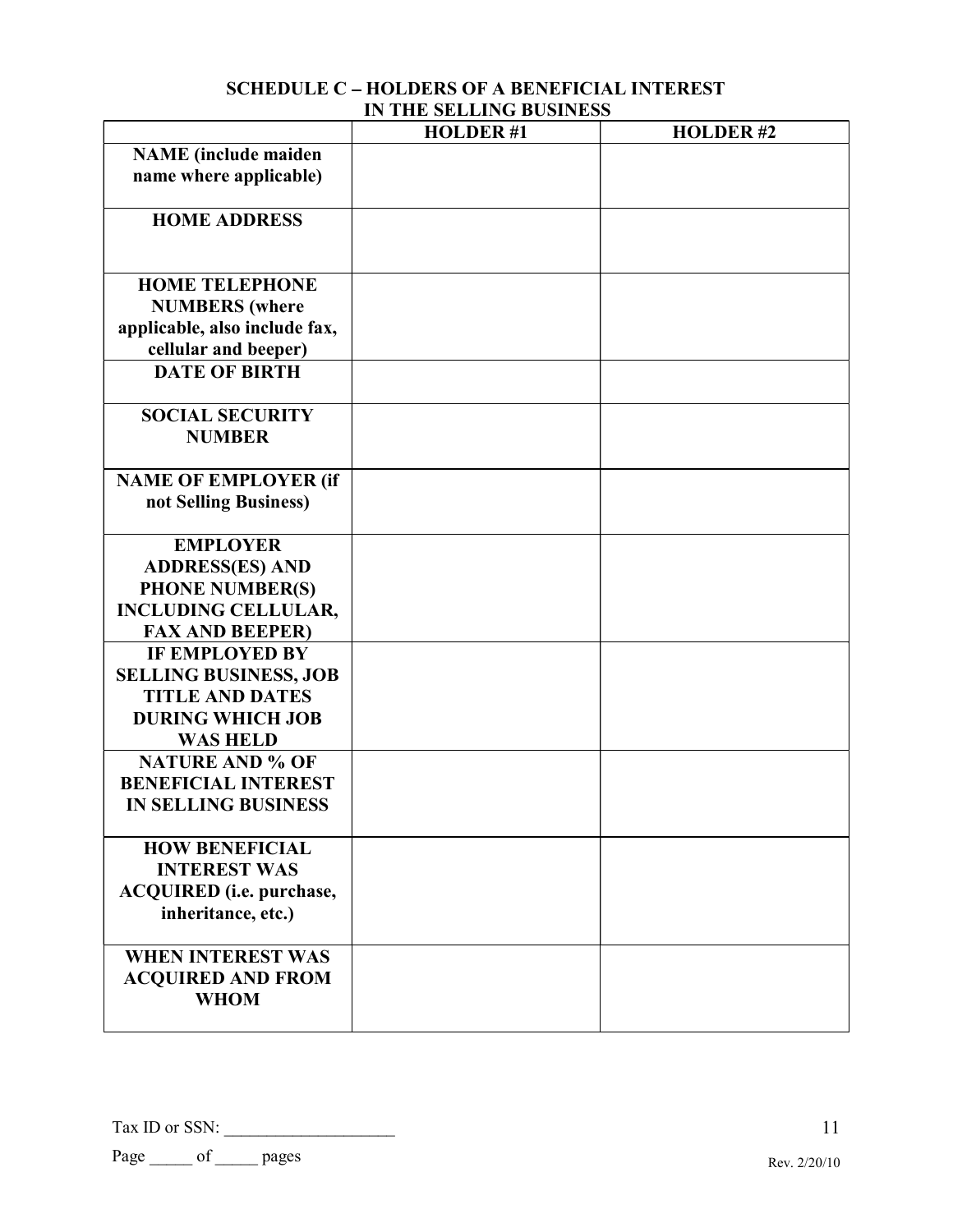## SCHEDULE C – HOLDERS OF A BENEFICIAL INTEREST IN THE SELLING BUSINESS

| | HOLDER #1 | HOLDER #2 |
|---|---|---|
| **NAME (include maiden name where applicable)** | | |
| **HOME ADDRESS** | | |
| **HOME TELEPHONE NUMBERS (where applicable, also include fax, cellular and beeper)** | | |
| **DATE OF BIRTH** | | |
| **SOCIAL SECURITY NUMBER** | | |
| **NAME OF EMPLOYER (if not Selling Business)** | | |
| **EMPLOYER ADDRESS(ES) AND PHONE NUMBER(S) INCLUDING CELLULAR, FAX AND BEEPER)** | | |
| **IF EMPLOYED BY SELLING BUSINESS, JOB TITLE AND DATES DURING WHICH JOB WAS HELD** | | |
| **NATURE AND % OF BENEFICIAL INTEREST IN SELLING BUSINESS** | | |
| **HOW BENEFICIAL INTEREST WAS ACQUIRED (i.e. purchase, inheritance, etc.)** | | |
| **WHEN INTEREST WAS ACQUIRED AND FROM WHOM** | | |

Tax ID or SSN: ____________________

Page _____ of _____ pages

Rev. 2/20/10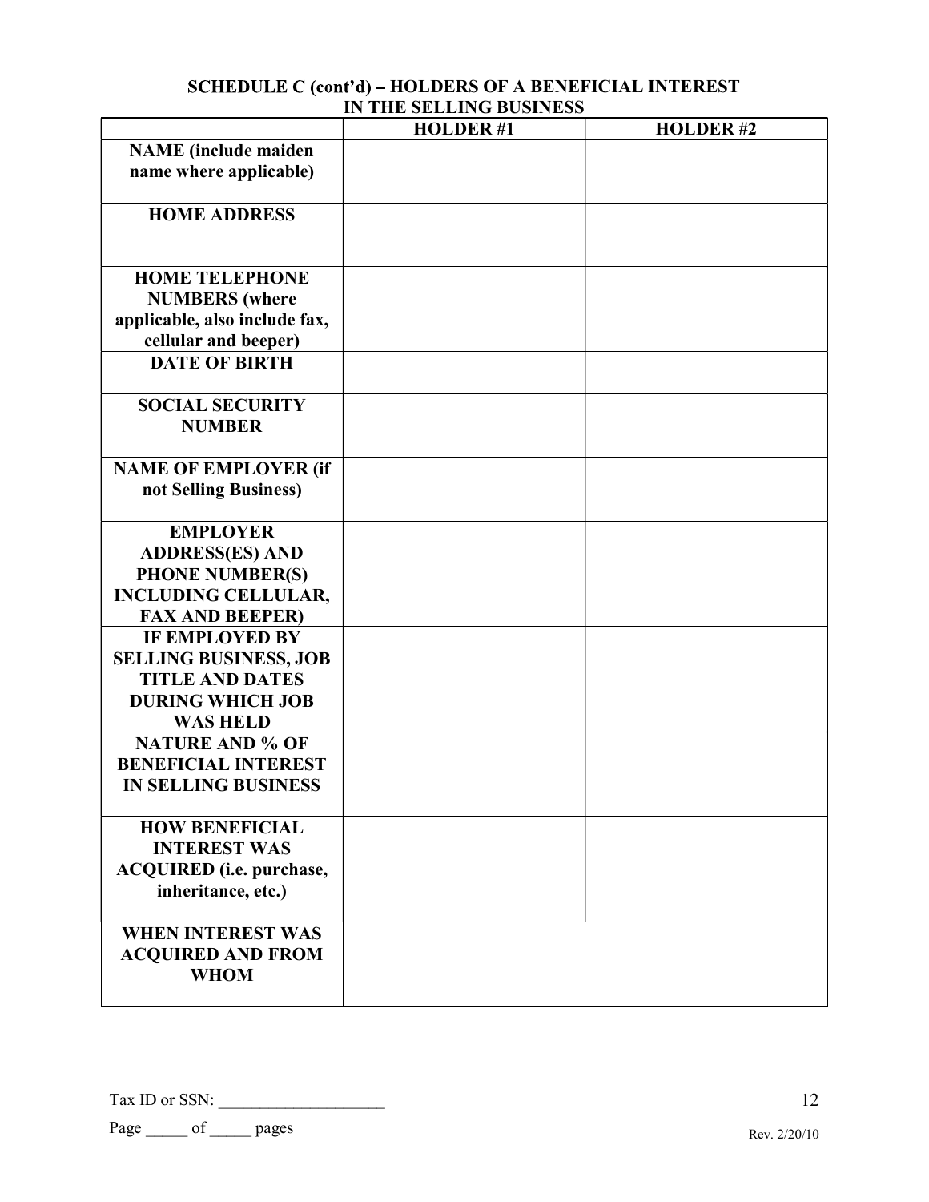## SCHEDULE C (cont'd) – HOLDERS OF A BENEFICIAL INTEREST IN THE SELLING BUSINESS

| | HOLDER #1 | HOLDER #2 |
|---|---|---|
| **NAME (include maiden name where applicable)** | | |
| **HOME ADDRESS** | | |
| **HOME TELEPHONE NUMBERS (where applicable, also include fax, cellular and beeper)** | | |
| **DATE OF BIRTH** | | |
| **SOCIAL SECURITY NUMBER** | | |
| **NAME OF EMPLOYER (if not Selling Business)** | | |
| **EMPLOYER ADDRESS(ES) AND PHONE NUMBER(S) INCLUDING CELLULAR, FAX AND BEEPER)** | | |
| **IF EMPLOYED BY SELLING BUSINESS, JOB TITLE AND DATES DURING WHICH JOB WAS HELD** | | |
| **NATURE AND % OF BENEFICIAL INTEREST IN SELLING BUSINESS** | | |
| **HOW BENEFICIAL INTEREST WAS ACQUIRED (i.e. purchase, inheritance, etc.)** | | |
| **WHEN INTEREST WAS ACQUIRED AND FROM WHOM** | | |

Tax ID or SSN: ____________________

Page _____ of _____ pages

Rev. 2/20/10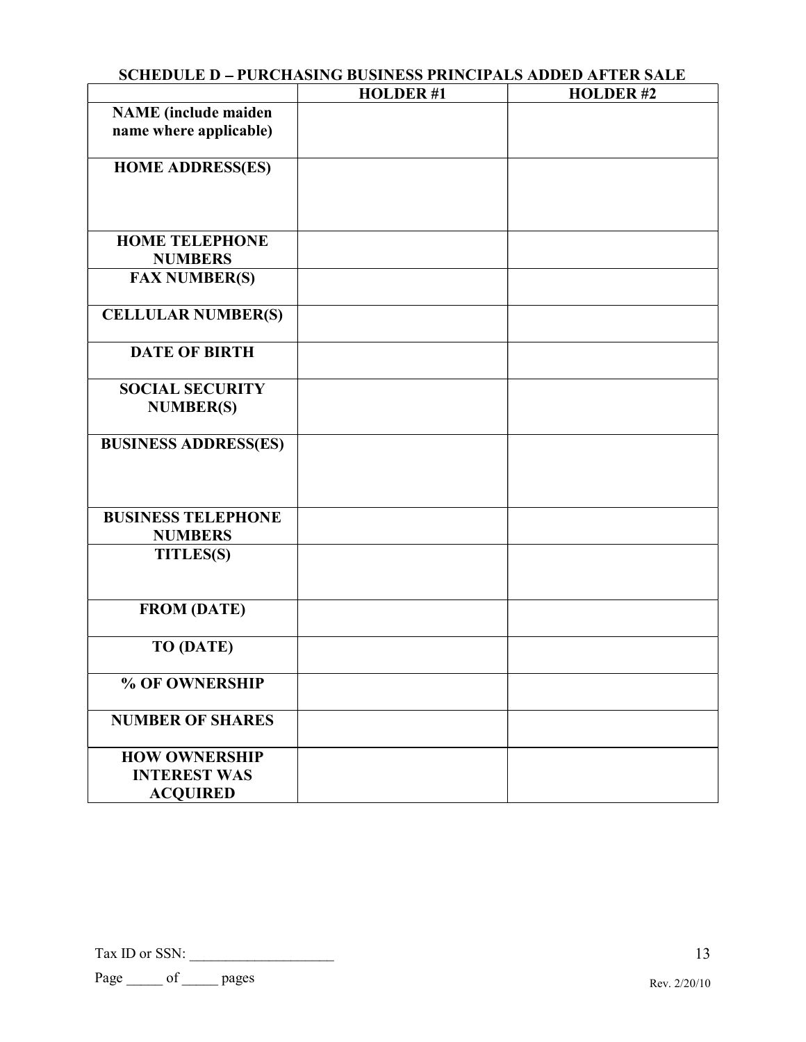## SCHEDULE D – PURCHASING BUSINESS PRINCIPALS ADDED AFTER SALE

| | HOLDER #1 | HOLDER #2 |
|---|---|---|
| **NAME (include maiden name where applicable)** | | |
| **HOME ADDRESS(ES)** | | |
| **HOME TELEPHONE NUMBERS** | | |
| **FAX NUMBER(S)** | | |
| **CELLULAR NUMBER(S)** | | |
| **DATE OF BIRTH** | | |
| **SOCIAL SECURITY NUMBER(S)** | | |
| **BUSINESS ADDRESS(ES)** | | |
| **BUSINESS TELEPHONE NUMBERS** | | |
| **TITLES(S)** | | |
| **FROM (DATE)** | | |
| **TO (DATE)** | | |
| **% OF OWNERSHIP** | | |
| **NUMBER OF SHARES** | | |
| **HOW OWNERSHIP INTEREST WAS ACQUIRED** | | |

Tax ID or SSN: ____________________

Page _____ of _____ pages

Rev. 2/20/10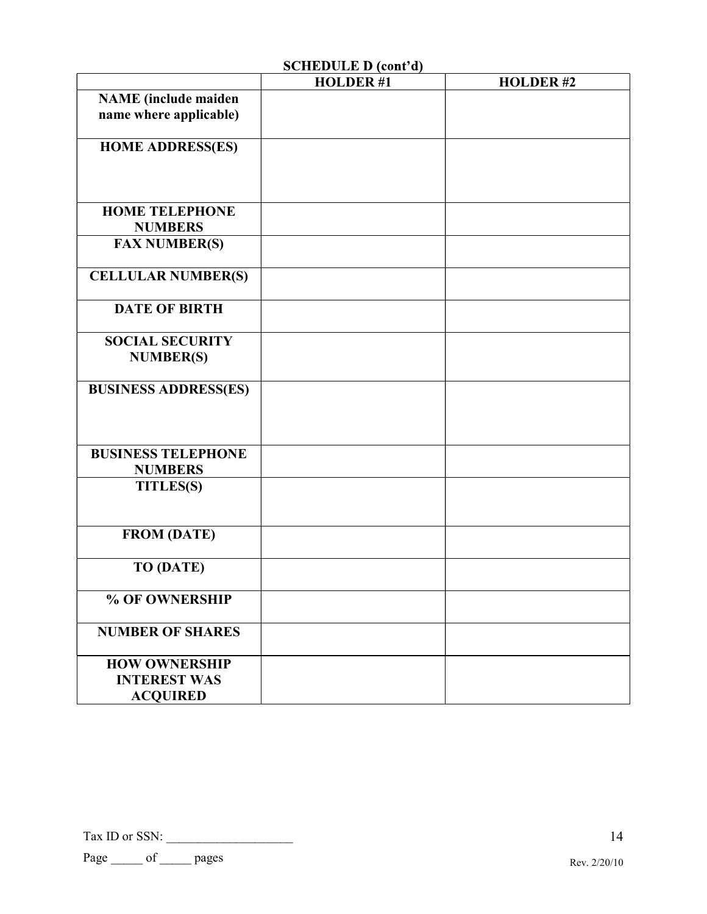**SCHEDULE D (cont'd)**

| | HOLDER #1 | HOLDER #2 |
|---|---|---|
| **NAME (include maiden name where applicable)** | | |
| **HOME ADDRESS(ES)** | | |
| **HOME TELEPHONE NUMBERS** | | |
| **FAX NUMBER(S)** | | |
| **CELLULAR NUMBER(S)** | | |
| **DATE OF BIRTH** | | |
| **SOCIAL SECURITY NUMBER(S)** | | |
| **BUSINESS ADDRESS(ES)** | | |
| **BUSINESS TELEPHONE NUMBERS** | | |
| **TITLES(S)** | | |
| **FROM (DATE)** | | |
| **TO (DATE)** | | |
| **% OF OWNERSHIP** | | |
| **NUMBER OF SHARES** | | |
| **HOW OWNERSHIP INTEREST WAS ACQUIRED** | | |

Tax ID or SSN: ____________________

Page _____ of _____ pages

Rev. 2/20/10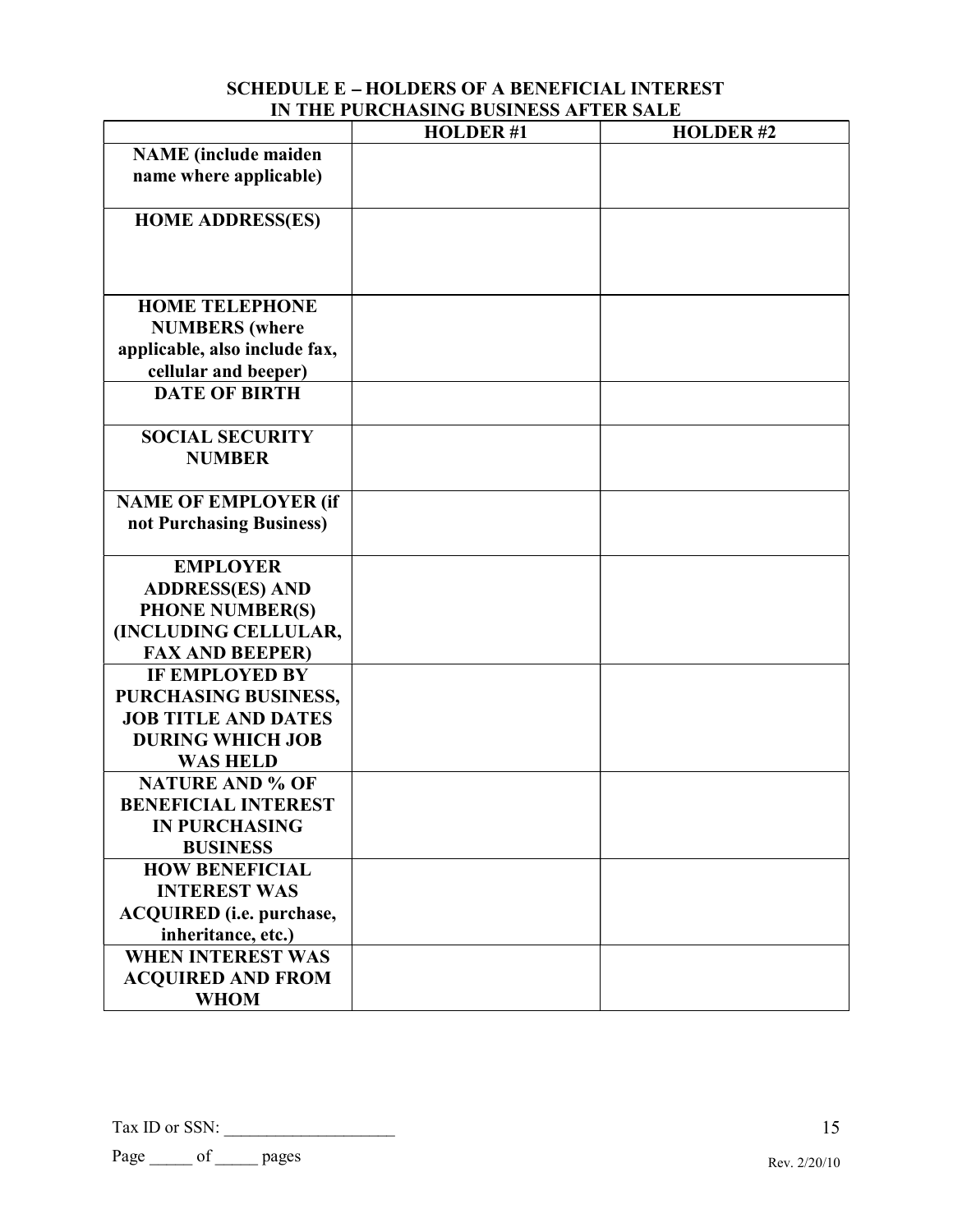## SCHEDULE E – HOLDERS OF A BENEFICIAL INTEREST IN THE PURCHASING BUSINESS AFTER SALE

| | HOLDER #1 | HOLDER #2 |
|---|---|---|
| **NAME (include maiden name where applicable)** | | |
| **HOME ADDRESS(ES)** | | |
| **HOME TELEPHONE NUMBERS (where applicable, also include fax, cellular and beeper)** | | |
| **DATE OF BIRTH** | | |
| **SOCIAL SECURITY NUMBER** | | |
| **NAME OF EMPLOYER (if not Purchasing Business)** | | |
| **EMPLOYER ADDRESS(ES) AND PHONE NUMBER(S) (INCLUDING CELLULAR, FAX AND BEEPER)** | | |
| **IF EMPLOYED BY PURCHASING BUSINESS, JOB TITLE AND DATES DURING WHICH JOB WAS HELD** | | |
| **NATURE AND % OF BENEFICIAL INTEREST IN PURCHASING BUSINESS** | | |
| **HOW BENEFICIAL INTEREST WAS ACQUIRED (i.e. purchase, inheritance, etc.)** | | |
| **WHEN INTEREST WAS ACQUIRED AND FROM WHOM** | | |

Tax ID or SSN: ___________________

Page _____ of _____ pages

Rev. 2/20/10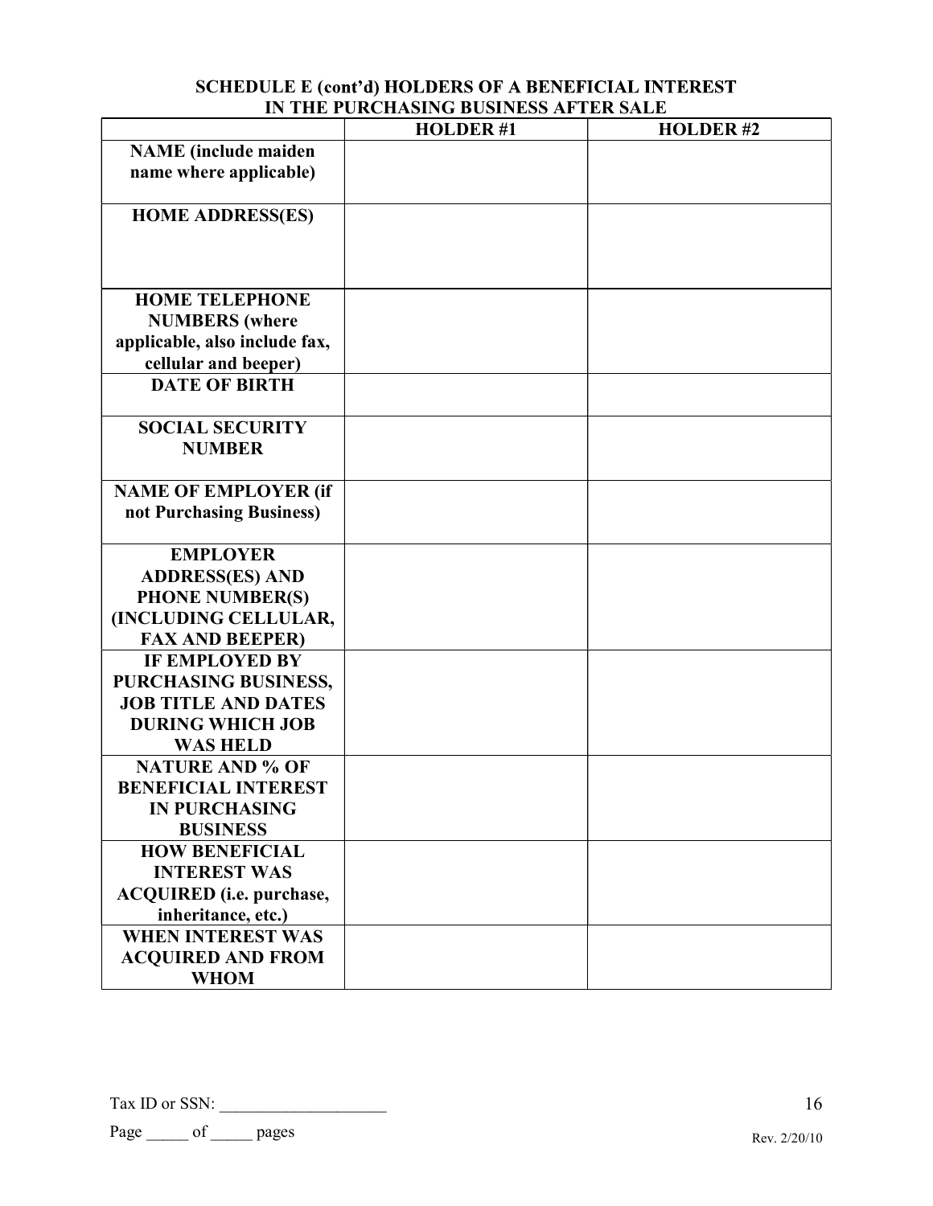## SCHEDULE E (cont'd) HOLDERS OF A BENEFICIAL INTEREST IN THE PURCHASING BUSINESS AFTER SALE

| | HOLDER #1 | HOLDER #2 |
|---|---|---|
| **NAME (include maiden name where applicable)** | | |
| **HOME ADDRESS(ES)** | | |
| **HOME TELEPHONE NUMBERS (where applicable, also include fax, cellular and beeper)** | | |
| **DATE OF BIRTH** | | |
| **SOCIAL SECURITY NUMBER** | | |
| **NAME OF EMPLOYER (if not Purchasing Business)** | | |
| **EMPLOYER ADDRESS(ES) AND PHONE NUMBER(S) (INCLUDING CELLULAR, FAX AND BEEPER)** | | |
| **IF EMPLOYED BY PURCHASING BUSINESS, JOB TITLE AND DATES DURING WHICH JOB WAS HELD** | | |
| **NATURE AND % OF BENEFICIAL INTEREST IN PURCHASING BUSINESS** | | |
| **HOW BENEFICIAL INTEREST WAS ACQUIRED (i.e. purchase, inheritance, etc.)** | | |
| **WHEN INTEREST WAS ACQUIRED AND FROM WHOM** | | |

Tax ID or SSN: ___________________

Page _____ of _____ pages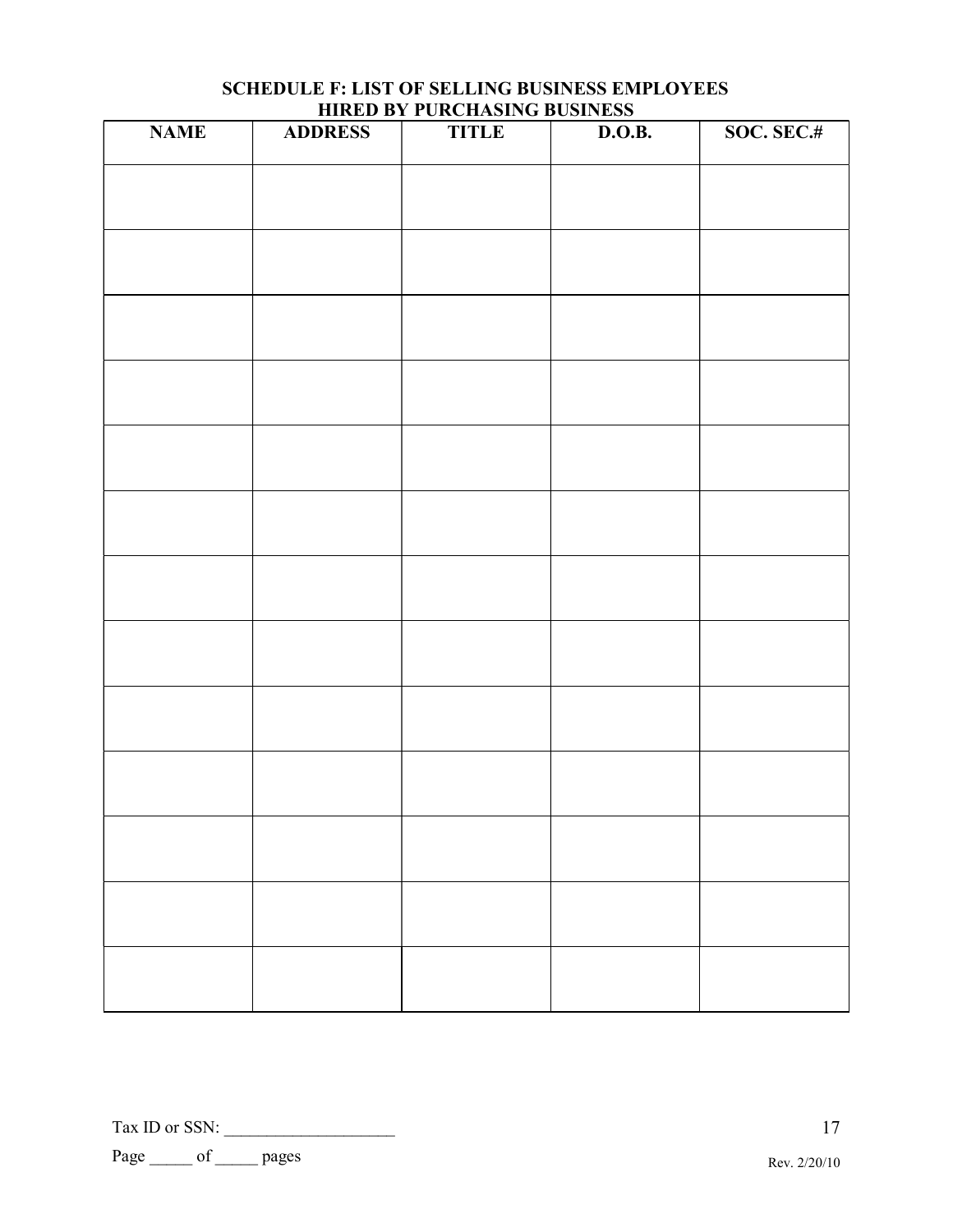## SCHEDULE F: LIST OF SELLING BUSINESS EMPLOYEES HIRED BY PURCHASING BUSINESS

| NAME | ADDRESS | TITLE | D.O.B. | SOC. SEC.# |
|---|---|---|---|---|
| | | | | |
| | | | | |
| | | | | |
| | | | | |
| | | | | |
| | | | | |
| | | | | |
| | | | | |
| | | | | |
| | | | | |
| | | | | |
| | | | | |
| | | | | |

Tax ID or SSN: ____________________

Page _____ of _____ pages

Rev. 2/20/10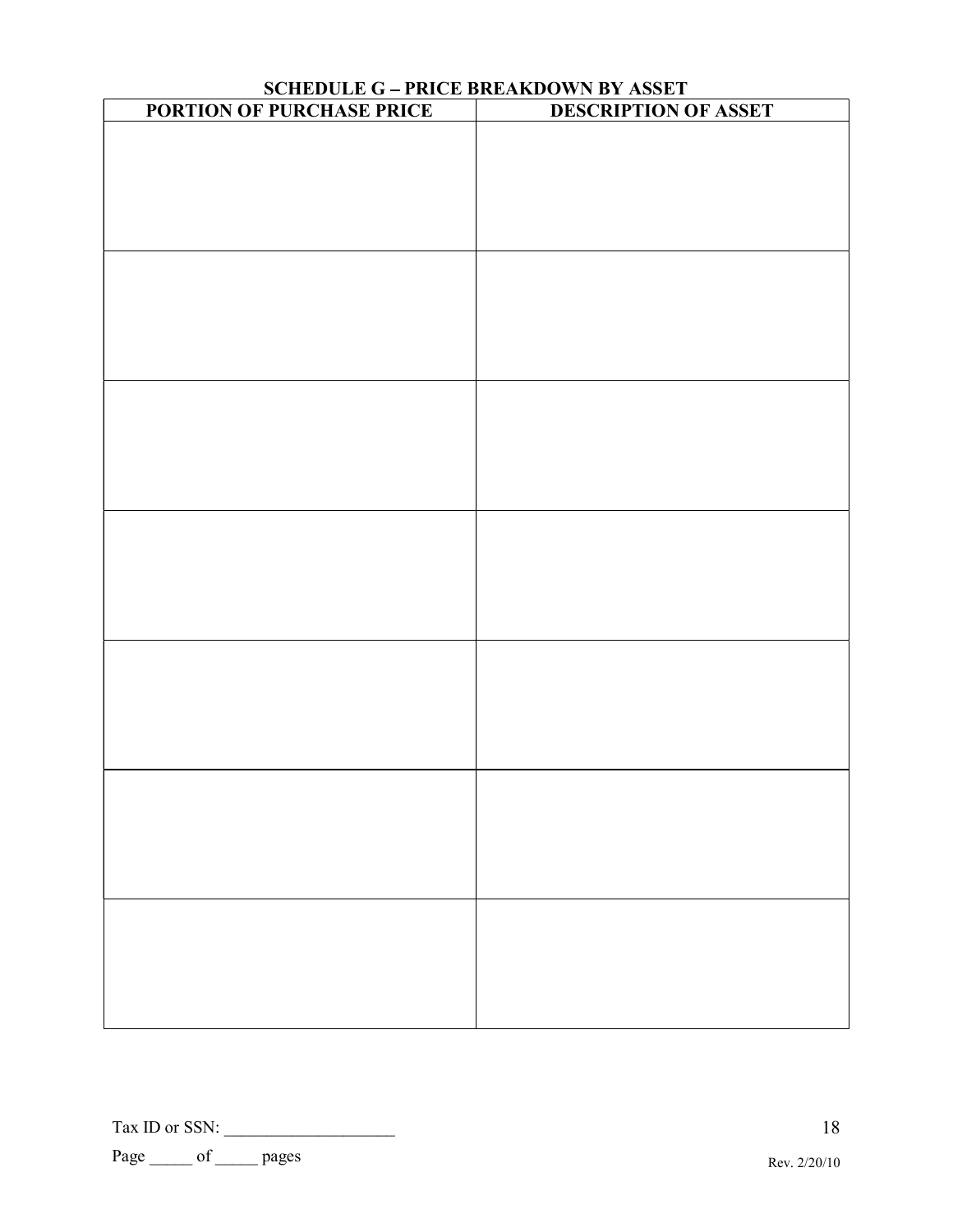## SCHEDULE G – PRICE BREAKDOWN BY ASSET

| PORTION OF PURCHASE PRICE | DESCRIPTION OF ASSET |
| --- | --- |
| | |
| | |
| | |
| | |
| | |
| | |
| | |

Tax ID or SSN: ___________________

Page _____ of _____ pages

Rev. 2/20/10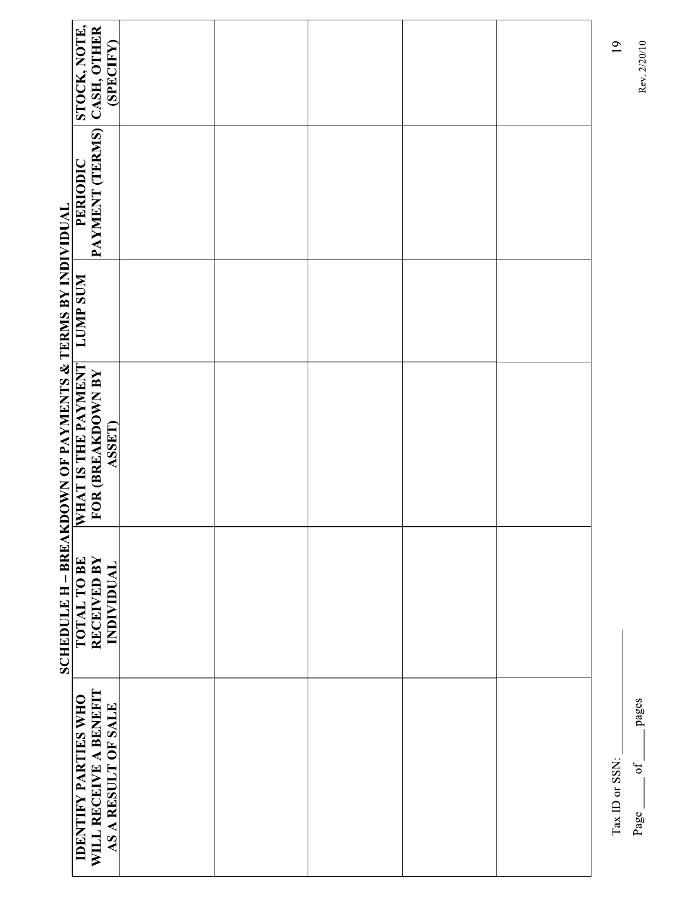## SCHEDULE H – BREAKDOWN OF PAYMENTS & TERMS BY INDIVIDUAL

| IDENTIFY PARTIES WHO WILL RECEIVE A BENEFIT AS A RESULT OF SALE | TOTAL TO BE RECEIVED BY INDIVIDUAL | WHAT IS THE PAYMENT FOR (BREAKDOWN BY ASSET) | LUMP SUM | PERIODIC PAYMENT (TERMS) | STOCK, NOTE, CASH, OTHER (SPECIFY) |
|---|---|---|---|---|---|
| | | | | | |
| | | | | | |
| | | | | | |
| | | | | | |
| | | | | | |

Tax ID or SSN: ________________

Page _____ of _____ pages

Rev. 2/20/10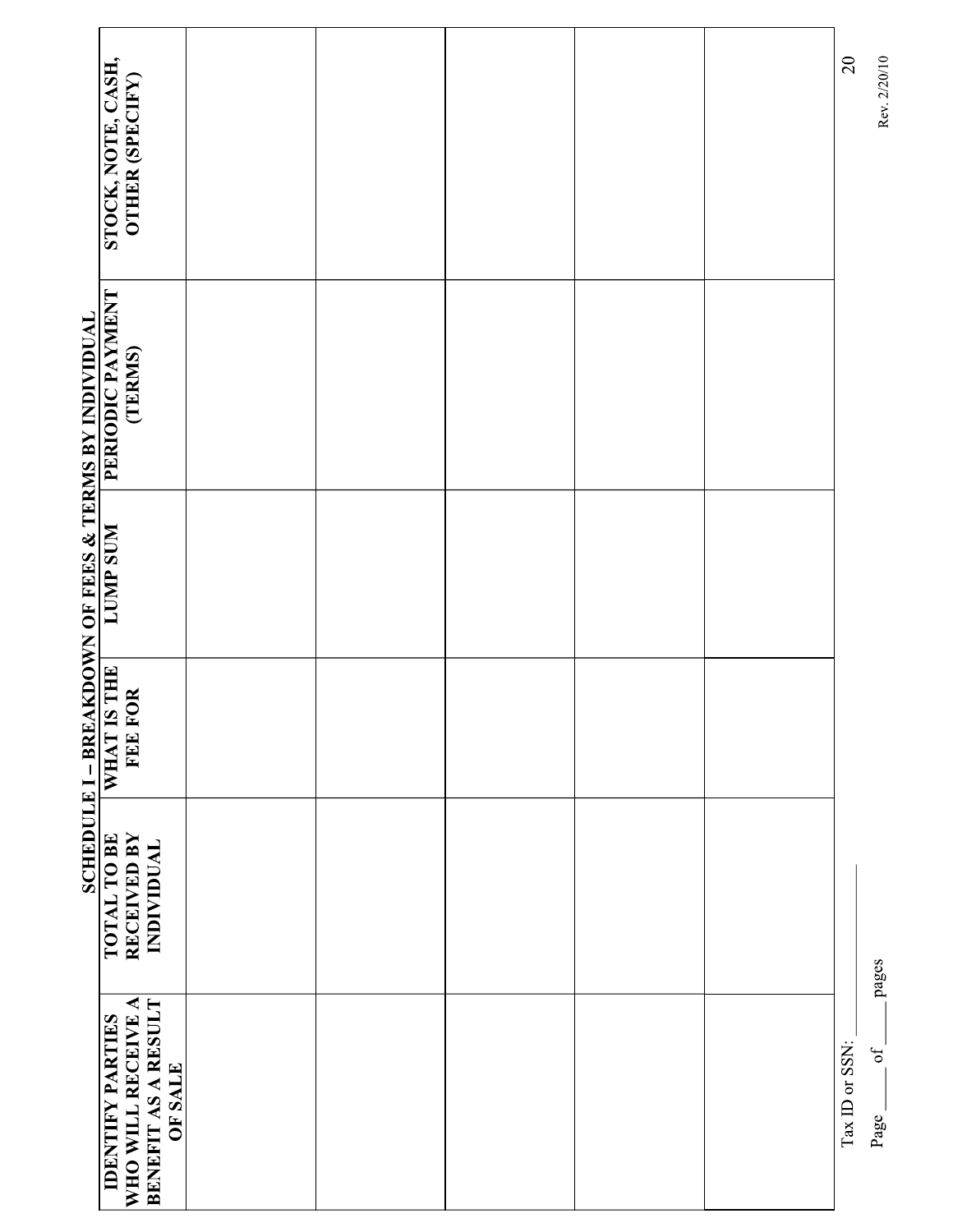## SCHEDULE I – BREAKDOWN OF FEES & TERMS BY INDIVIDUAL

| IDENTIFY PARTIES WHO WILL RECEIVE A BENEFIT AS A RESULT OF SALE | TOTAL TO BE RECEIVED BY INDIVIDUAL | WHAT IS THE FEE FOR | LUMP SUM | PERIODIC PAYMENT (TERMS) | STOCK, NOTE, CASH, OTHER (SPECIFY) |
| --- | --- | --- | --- | --- | --- |
| | | | | | |
| | | | | | |
| | | | | | |
| | | | | | |
| | | | | | |

Tax ID or SSN: ______________

Page _____ of _____ pages

Rev. 2/20/10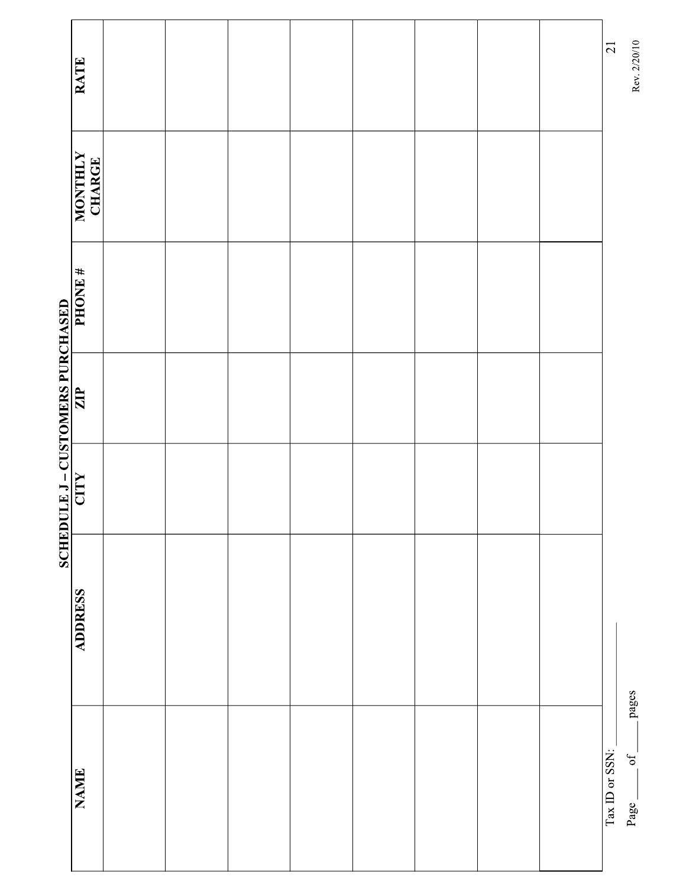# SCHEDULE J – CUSTOMERS PURCHASED

| NAME | ADDRESS | CITY | ZIP | PHONE # | MONTHLY CHARGE | RATE |
|---|---|---|---|---|---|---|
| | | | | | | |
| | | | | | | |
| | | | | | | |
| | | | | | | |
| | | | | | | |
| | | | | | | |
| | | | | | | |
| | | | | | | |

Tax ID or SSN: ____________________

Page ______ of ______ pages

Rev. 2/20/10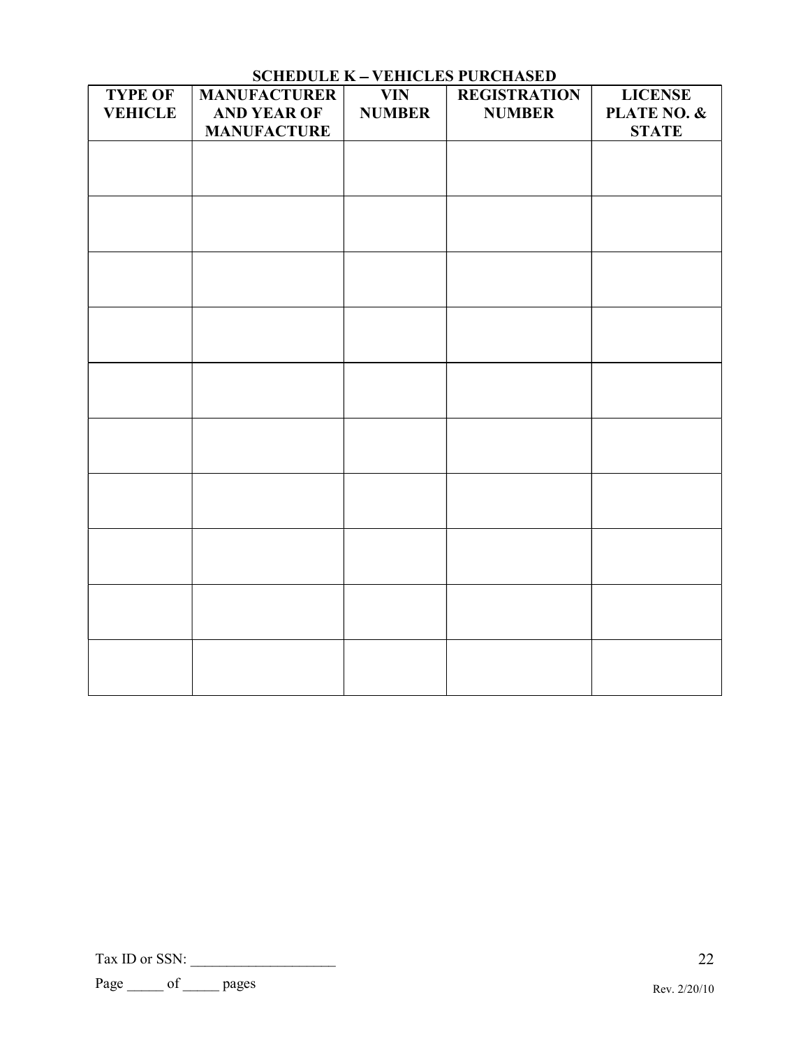## SCHEDULE K – VEHICLES PURCHASED

| TYPE OF VEHICLE | MANUFACTURER AND YEAR OF MANUFACTURE | VIN NUMBER | REGISTRATION NUMBER | LICENSE PLATE NO. & STATE |
|---|---|---|---|---|
| | | | | |
| | | | | |
| | | | | |
| | | | | |
| | | | | |
| | | | | |
| | | | | |
| | | | | |
| | | | | |
| | | | | |

Tax ID or SSN: ____________________

Page _____ of _____ pages

Rev. 2/20/10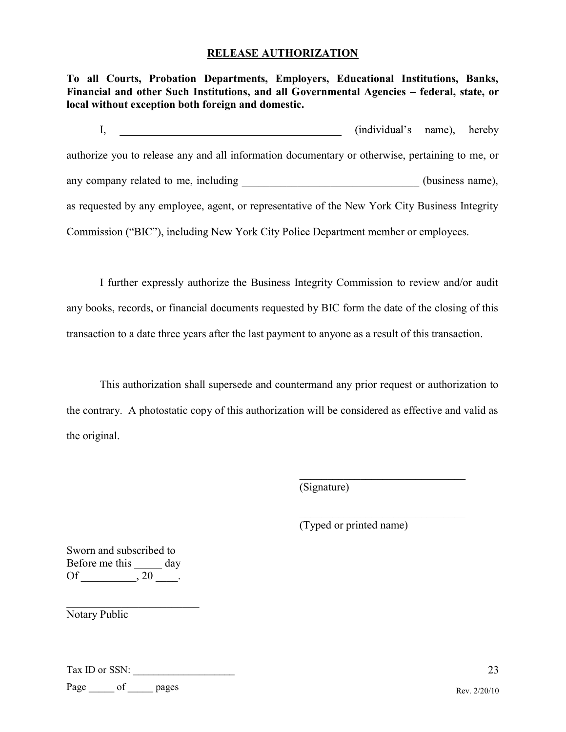## RELEASE AUTHORIZATION

**To all Courts, Probation Departments, Employers, Educational Institutions, Banks, Financial and other Such Institutions, and all Governmental Agencies – federal, state, or local without exception both foreign and domestic.**

I, ________________________________________ (individual's name), hereby authorize you to release any and all information documentary or otherwise, pertaining to me, or any company related to me, including ________________________________ (business name), as requested by any employee, agent, or representative of the New York City Business Integrity Commission ("BIC"), including New York City Police Department member or employees.

I further expressly authorize the Business Integrity Commission to review and/or audit any books, records, or financial documents requested by BIC form the date of the closing of this transaction to a date three years after the last payment to anyone as a result of this transaction.

This authorization shall supersede and countermand any prior request or authorization to the contrary. A photostatic copy of this authorization will be considered as effective and valid as the original.

_______________________________
(Signature)

_______________________________
(Typed or printed name)

Sworn and subscribed to
Before me this _____ day
Of __________, 20 ____.

_________________________
Notary Public

Tax ID or SSN: ___________________

Page _____ of _____ pages

Rev. 2/20/10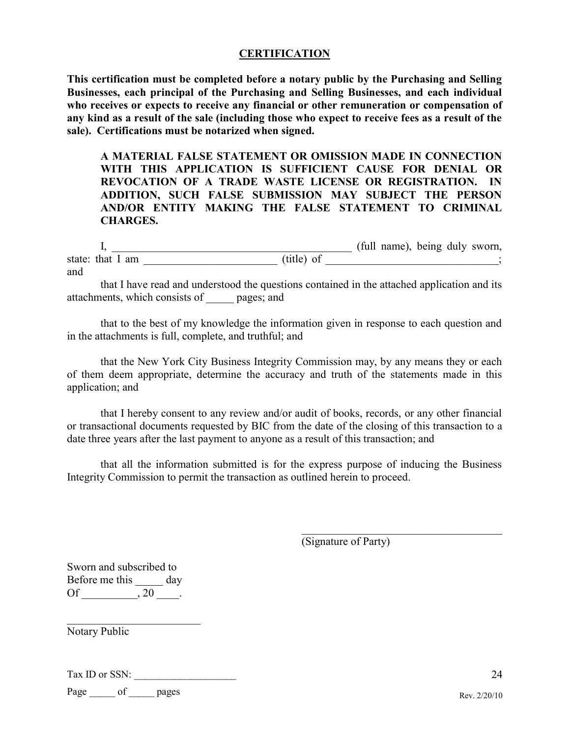## CERTIFICATION

**This certification must be completed before a notary public by the Purchasing and Selling Businesses, each principal of the Purchasing and Selling Businesses, and each individual who receives or expects to receive any financial or other remuneration or compensation of any kind as a result of the sale (including those who expect to receive fees as a result of the sale). Certifications must be notarized when signed.**

> **A MATERIAL FALSE STATEMENT OR OMISSION MADE IN CONNECTION WITH THIS APPLICATION IS SUFFICIENT CAUSE FOR DENIAL OR REVOCATION OF A TRADE WASTE LICENSE OR REGISTRATION. IN ADDITION, SUCH FALSE SUBMISSION MAY SUBJECT THE PERSON AND/OR ENTITY MAKING THE FALSE STATEMENT TO CRIMINAL CHARGES.**

I, ____________________________________________ (full name), being duly sworn, state: that I am ________________________ (title) of _______________________________; and

that I have read and understood the questions contained in the attached application and its attachments, which consists of _____ pages; and

that to the best of my knowledge the information given in response to each question and in the attachments is full, complete, and truthful; and

that the New York City Business Integrity Commission may, by any means they or each of them deem appropriate, determine the accuracy and truth of the statements made in this application; and

that I hereby consent to any review and/or audit of books, records, or any other financial or transactional documents requested by BIC from the date of the closing of this transaction to a date three years after the last payment to anyone as a result of this transaction; and

that all the information submitted is for the express purpose of inducing the Business Integrity Commission to permit the transaction as outlined herein to proceed.

_______________________________________
(Signature of Party)

Sworn and subscribed to
Before me this _____ day
Of __________, 20 ____.

_________________________
Notary Public

Tax ID or SSN: ___________________

Page _____ of _____ pages

Rev. 2/20/10